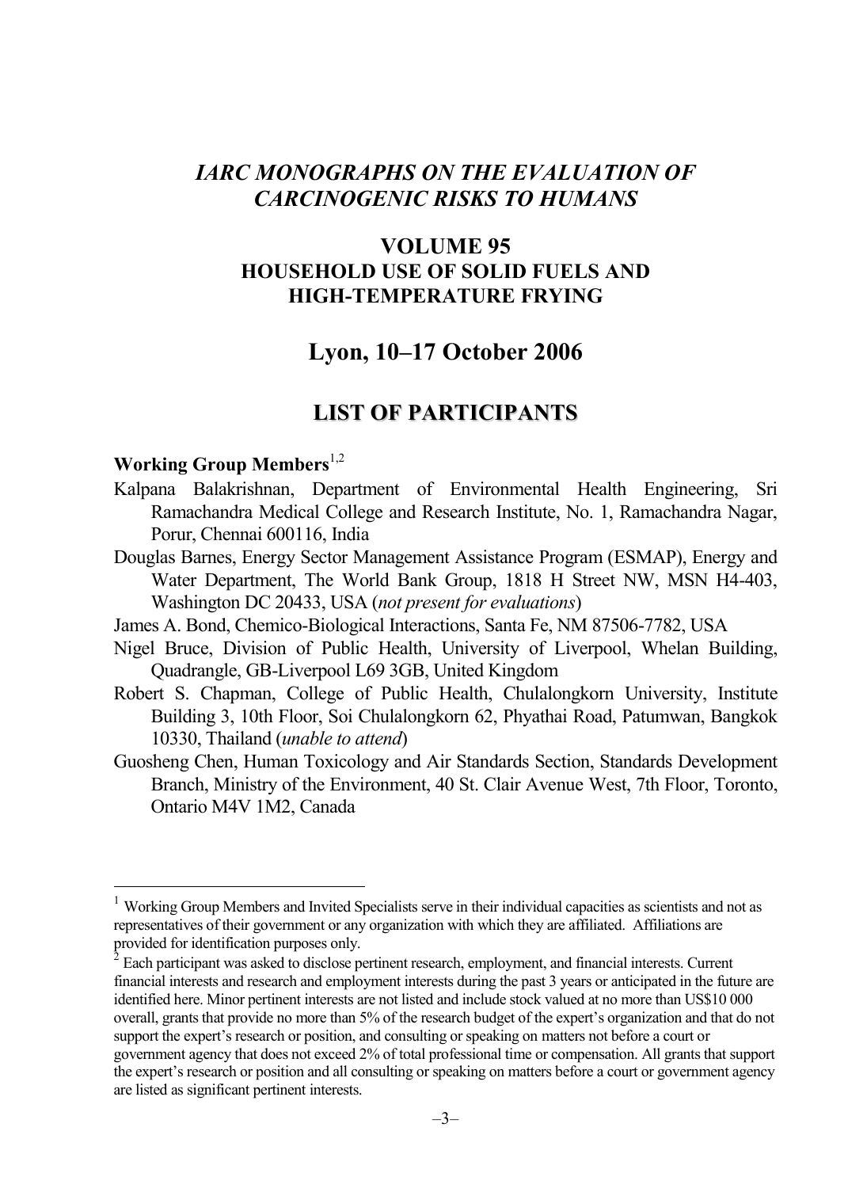# *IARC MONOGRAPHS ON THE EVALUATION OF CARCINOGENIC RISKS TO HUMANS*

## VOLUME 95
## HOUSEHOLD USE OF SOLID FUELS AND HIGH-TEMPERATURE FRYING

## Lyon, 10–17 October 2006

## LIST OF PARTICIPANTS

### Working Group Members[1,2]

Kalpana Balakrishnan, Department of Environmental Health Engineering, Sri Ramachandra Medical College and Research Institute, No. 1, Ramachandra Nagar, Porur, Chennai 600116, India

Douglas Barnes, Energy Sector Management Assistance Program (ESMAP), Energy and Water Department, The World Bank Group, 1818 H Street NW, MSN H4-403, Washington DC 20433, USA (*not present for evaluations*)

James A. Bond, Chemico-Biological Interactions, Santa Fe, NM 87506-7782, USA

Nigel Bruce, Division of Public Health, University of Liverpool, Whelan Building, Quadrangle, GB-Liverpool L69 3GB, United Kingdom

Robert S. Chapman, College of Public Health, Chulalongkorn University, Institute Building 3, 10th Floor, Soi Chulalongkorn 62, Phyathai Road, Patumwan, Bangkok 10330, Thailand (*unable to attend*)

Guosheng Chen, Human Toxicology and Air Standards Section, Standards Development Branch, Ministry of the Environment, 40 St. Clair Avenue West, 7th Floor, Toronto, Ontario M4V 1M2, Canada

---

[1] Working Group Members and Invited Specialists serve in their individual capacities as scientists and not as representatives of their government or any organization with which they are affiliated. Affiliations are provided for identification purposes only.

[2] Each participant was asked to disclose pertinent research, employment, and financial interests. Current financial interests and research and employment interests during the past 3 years or anticipated in the future are identified here. Minor pertinent interests are not listed and include stock valued at no more than US$10 000 overall, grants that provide no more than 5% of the research budget of the expert's organization and that do not support the expert's research or position, and consulting or speaking on matters not before a court or government agency that does not exceed 2% of total professional time or compensation. All grants that support the expert's research or position and all consulting or speaking on matters before a court or government agency are listed as significant pertinent interests.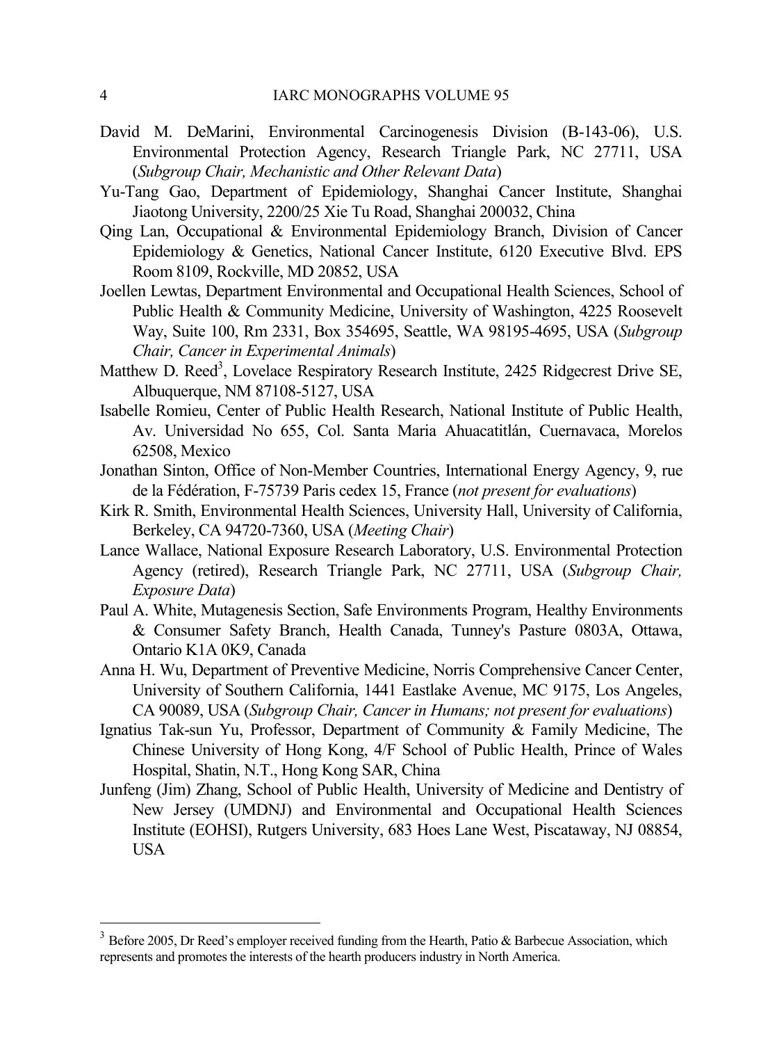David M. DeMarini, Environmental Carcinogenesis Division (B-143-06), U.S. Environmental Protection Agency, Research Triangle Park, NC 27711, USA (*Subgroup Chair, Mechanistic and Other Relevant Data*)

Yu-Tang Gao, Department of Epidemiology, Shanghai Cancer Institute, Shanghai Jiaotong University, 2200/25 Xie Tu Road, Shanghai 200032, China

Qing Lan, Occupational & Environmental Epidemiology Branch, Division of Cancer Epidemiology & Genetics, National Cancer Institute, 6120 Executive Blvd. EPS Room 8109, Rockville, MD 20852, USA

Joellen Lewtas, Department Environmental and Occupational Health Sciences, School of Public Health & Community Medicine, University of Washington, 4225 Roosevelt Way, Suite 100, Rm 2331, Box 354695, Seattle, WA 98195-4695, USA (*Subgroup Chair, Cancer in Experimental Animals*)

Matthew D. Reed[3], Lovelace Respiratory Research Institute, 2425 Ridgecrest Drive SE, Albuquerque, NM 87108-5127, USA

Isabelle Romieu, Center of Public Health Research, National Institute of Public Health, Av. Universidad No 655, Col. Santa Maria Ahuacatitlán, Cuernavaca, Morelos 62508, Mexico

Jonathan Sinton, Office of Non-Member Countries, International Energy Agency, 9, rue de la Fédération, F-75739 Paris cedex 15, France (*not present for evaluations*)

Kirk R. Smith, Environmental Health Sciences, University Hall, University of California, Berkeley, CA 94720-7360, USA (*Meeting Chair*)

Lance Wallace, National Exposure Research Laboratory, U.S. Environmental Protection Agency (retired), Research Triangle Park, NC 27711, USA (*Subgroup Chair, Exposure Data*)

Paul A. White, Mutagenesis Section, Safe Environments Program, Healthy Environments & Consumer Safety Branch, Health Canada, Tunney's Pasture 0803A, Ottawa, Ontario K1A 0K9, Canada

Anna H. Wu, Department of Preventive Medicine, Norris Comprehensive Cancer Center, University of Southern California, 1441 Eastlake Avenue, MC 9175, Los Angeles, CA 90089, USA (*Subgroup Chair, Cancer in Humans; not present for evaluations*)

Ignatius Tak-sun Yu, Professor, Department of Community & Family Medicine, The Chinese University of Hong Kong, 4/F School of Public Health, Prince of Wales Hospital, Shatin, N.T., Hong Kong SAR, China

Junfeng (Jim) Zhang, School of Public Health, University of Medicine and Dentistry of New Jersey (UMDNJ) and Environmental and Occupational Health Sciences Institute (EOHSI), Rutgers University, 683 Hoes Lane West, Piscataway, NJ 08854, USA

---

[3] Before 2005, Dr Reed's employer received funding from the Hearth, Patio & Barbecue Association, which represents and promotes the interests of the hearth producers industry in North America.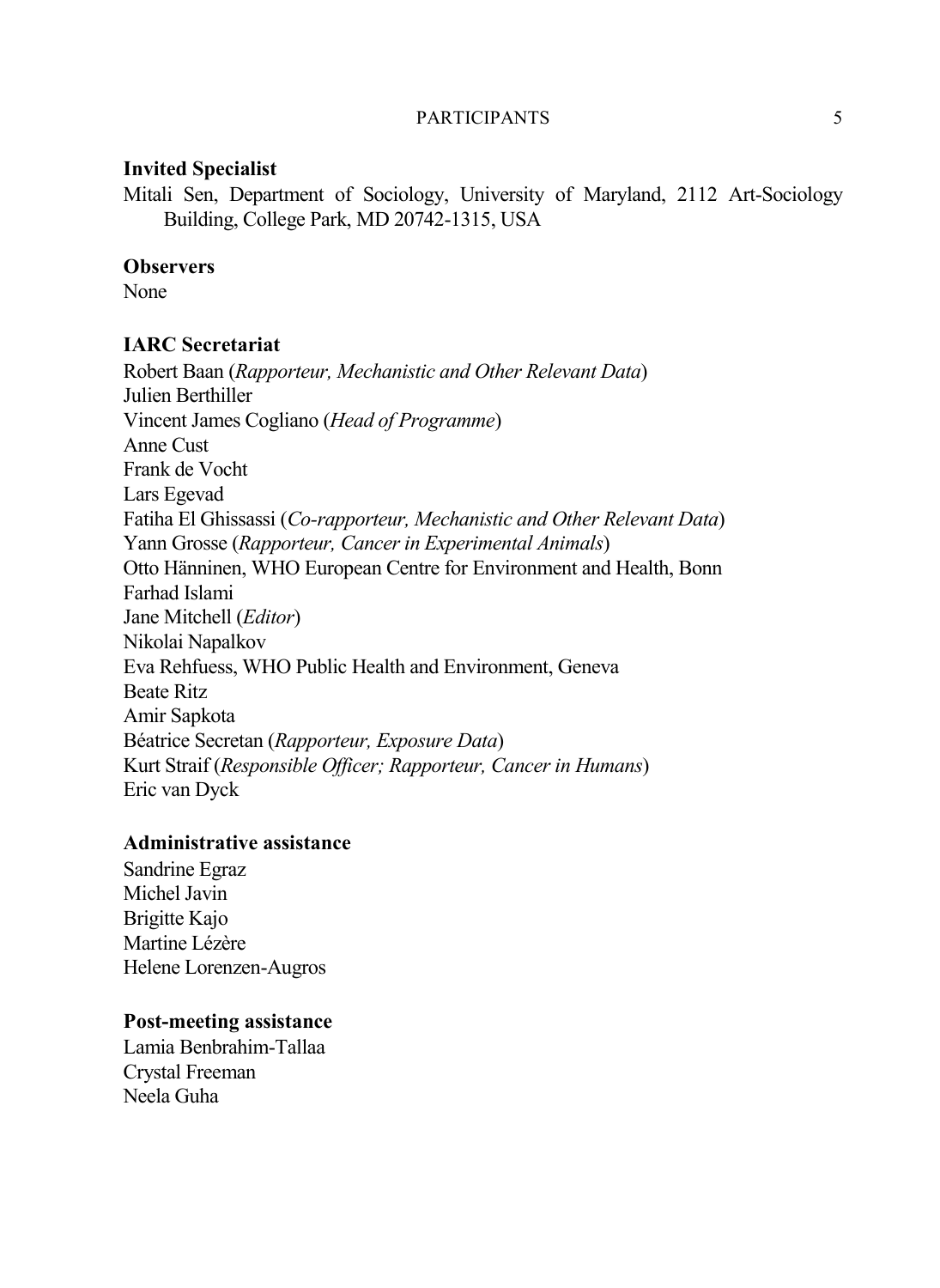### Invited Specialist

Mitali Sen, Department of Sociology, University of Maryland, 2112 Art-Sociology Building, College Park, MD 20742-1315, USA

### Observers

None

### IARC Secretariat

Robert Baan (*Rapporteur, Mechanistic and Other Relevant Data*)
Julien Berthiller
Vincent James Cogliano (*Head of Programme*)
Anne Cust
Frank de Vocht
Lars Egevad
Fatiha El Ghissassi (*Co-rapporteur, Mechanistic and Other Relevant Data*)
Yann Grosse (*Rapporteur, Cancer in Experimental Animals*)
Otto Hänninen, WHO European Centre for Environment and Health, Bonn
Farhad Islami
Jane Mitchell (*Editor*)
Nikolai Napalkov
Eva Rehfuess, WHO Public Health and Environment, Geneva
Beate Ritz
Amir Sapkota
Béatrice Secretan (*Rapporteur, Exposure Data*)
Kurt Straif (*Responsible Officer; Rapporteur, Cancer in Humans*)
Eric van Dyck

### Administrative assistance

Sandrine Egraz
Michel Javin
Brigitte Kajo
Martine Lézère
Helene Lorenzen-Augros

### Post-meeting assistance

Lamia Benbrahim-Tallaa
Crystal Freeman
Neela Guha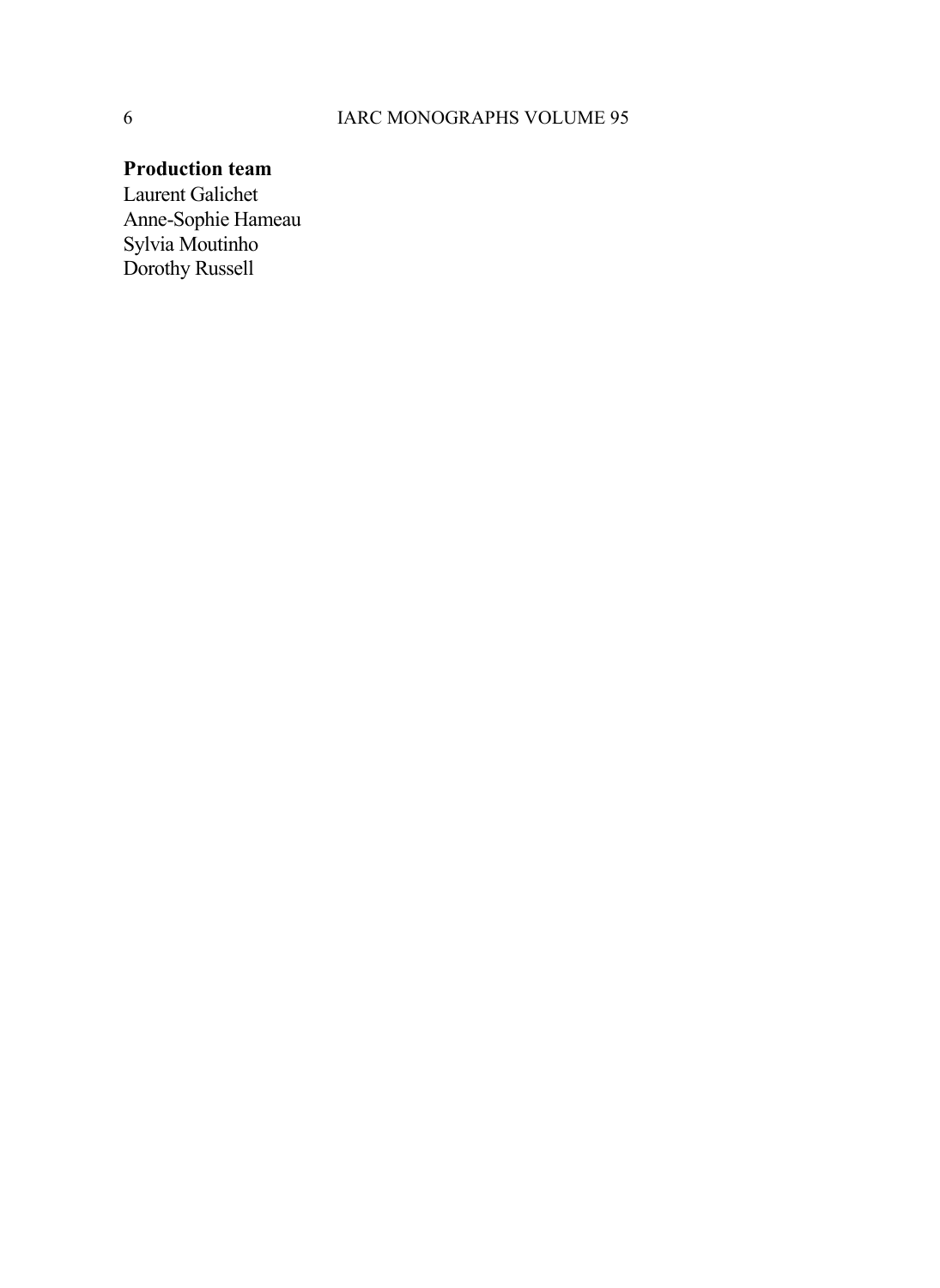**Production team**

Laurent Galichet
Anne-Sophie Hameau
Sylvia Moutinho
Dorothy Russell